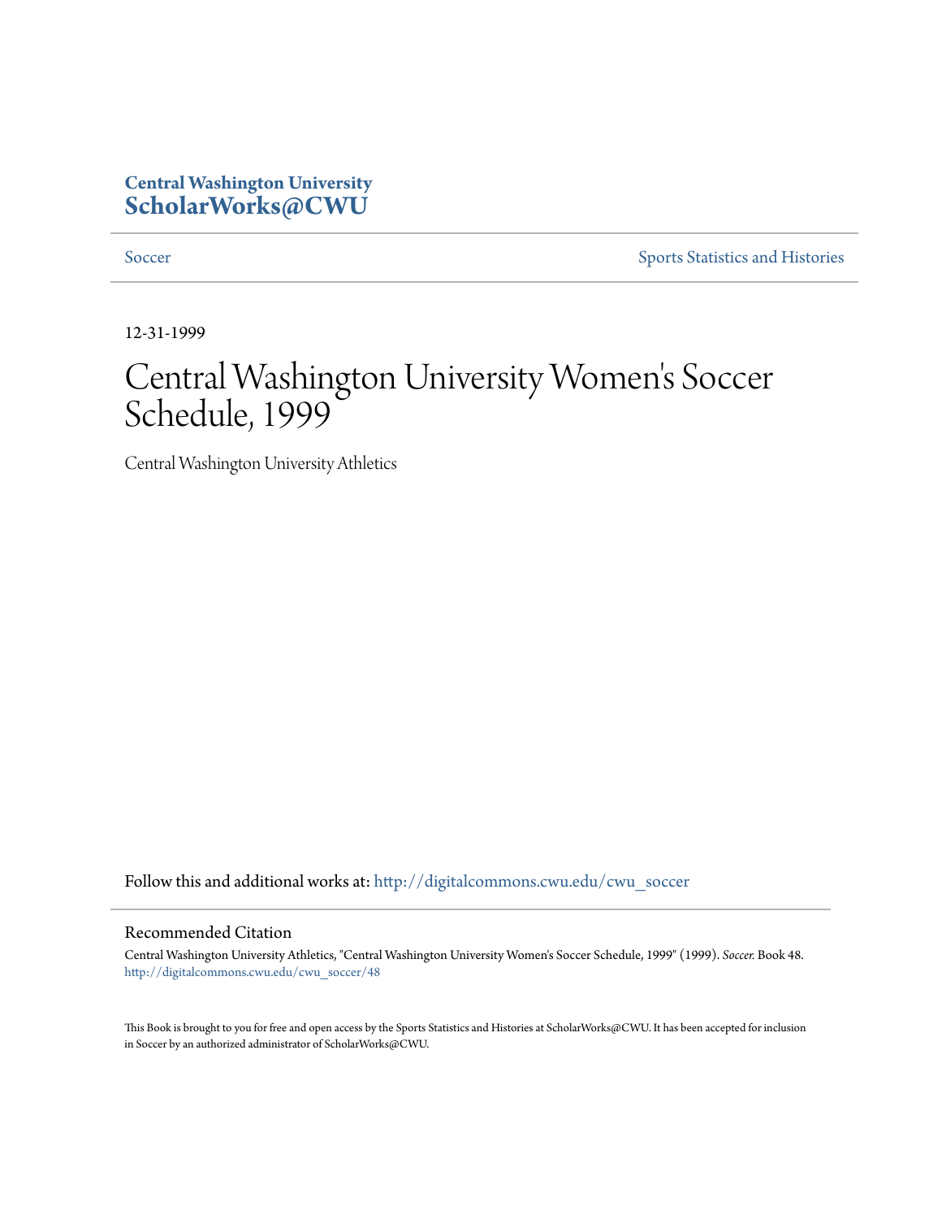Central Washington University
**ScholarWorks@CWU**

Soccer | Sports Statistics and Histories

12-31-1999

# Central Washington University Women's Soccer Schedule, 1999

Central Washington University Athletics

Follow this and additional works at: http://digitalcommons.cwu.edu/cwu_soccer

## Recommended Citation

Central Washington University Athletics, "Central Washington University Women's Soccer Schedule, 1999" (1999). *Soccer.* Book 48.
http://digitalcommons.cwu.edu/cwu_soccer/48

This Book is brought to you for free and open access by the Sports Statistics and Histories at ScholarWorks@CWU. It has been accepted for inclusion in Soccer by an authorized administrator of ScholarWorks@CWU.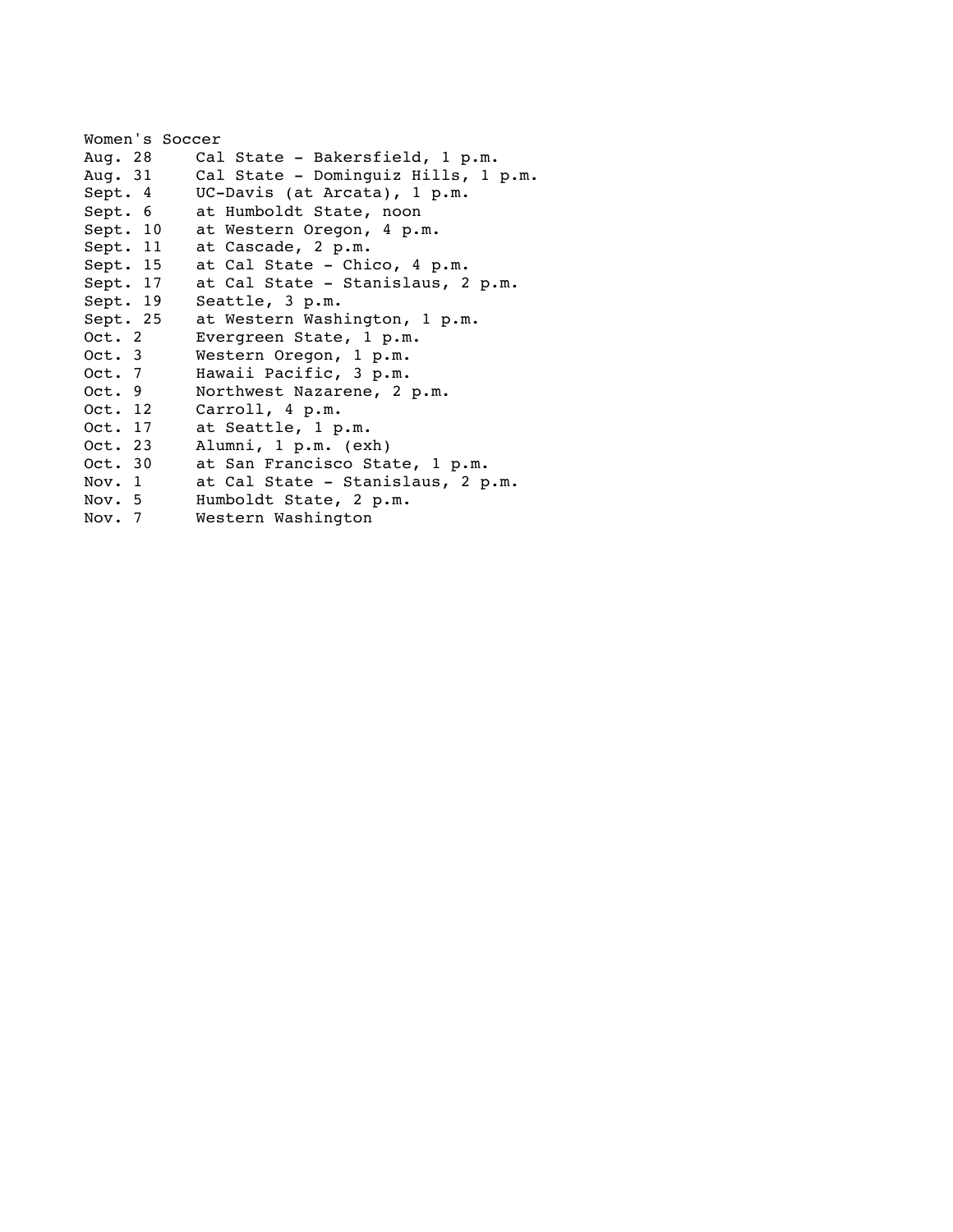Women's Soccer

| | |
|---|---|
| Aug. 28 | Cal State - Bakersfield, 1 p.m. |
| Aug. 31 | Cal State - Dominguiz Hills, 1 p.m. |
| Sept. 4 | UC-Davis (at Arcata), 1 p.m. |
| Sept. 6 | at Humboldt State, noon |
| Sept. 10 | at Western Oregon, 4 p.m. |
| Sept. 11 | at Cascade, 2 p.m. |
| Sept. 15 | at Cal State - Chico, 4 p.m. |
| Sept. 17 | at Cal State - Stanislaus, 2 p.m. |
| Sept. 19 | Seattle, 3 p.m. |
| Sept. 25 | at Western Washington, 1 p.m. |
| Oct. 2 | Evergreen State, 1 p.m. |
| Oct. 3 | Western Oregon, 1 p.m. |
| Oct. 7 | Hawaii Pacific, 3 p.m. |
| Oct. 9 | Northwest Nazarene, 2 p.m. |
| Oct. 12 | Carroll, 4 p.m. |
| Oct. 17 | at Seattle, 1 p.m. |
| Oct. 23 | Alumni, 1 p.m. (exh) |
| Oct. 30 | at San Francisco State, 1 p.m. |
| Nov. 1 | at Cal State - Stanislaus, 2 p.m. |
| Nov. 5 | Humboldt State, 2 p.m. |
| Nov. 7 | Western Washington |